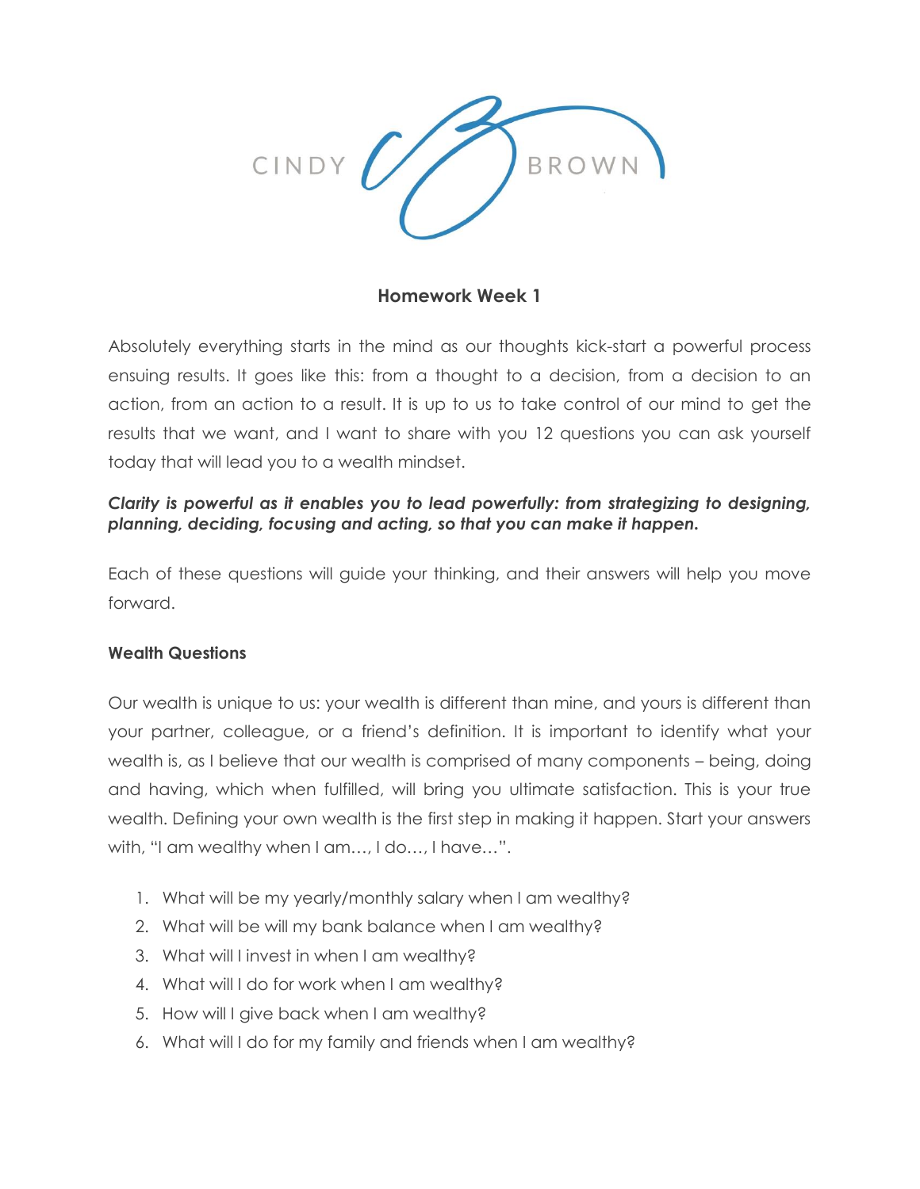CINDY BROWN

## Homework Week 1

Absolutely everything starts in the mind as our thoughts kick-start a powerful process ensuing results. It goes like this: from a thought to a decision, from a decision to an action, from an action to a result. It is up to us to take control of our mind to get the results that we want, and I want to share with you 12 questions you can ask yourself today that will lead you to a wealth mindset.

***Clarity is powerful as it enables you to lead powerfully: from strategizing to designing, planning, deciding, focusing and acting, so that you can make it happen.***

Each of these questions will guide your thinking, and their answers will help you move forward.

### Wealth Questions

Our wealth is unique to us: your wealth is different than mine, and yours is different than your partner, colleague, or a friend's definition. It is important to identify what your wealth is, as I believe that our wealth is comprised of many components – being, doing and having, which when fulfilled, will bring you ultimate satisfaction. This is your true wealth. Defining your own wealth is the first step in making it happen. Start your answers with, "I am wealthy when I am…, I do…, I have…".

1. What will be my yearly/monthly salary when I am wealthy?
2. What will be will my bank balance when I am wealthy?
3. What will I invest in when I am wealthy?
4. What will I do for work when I am wealthy?
5. How will I give back when I am wealthy?
6. What will I do for my family and friends when I am wealthy?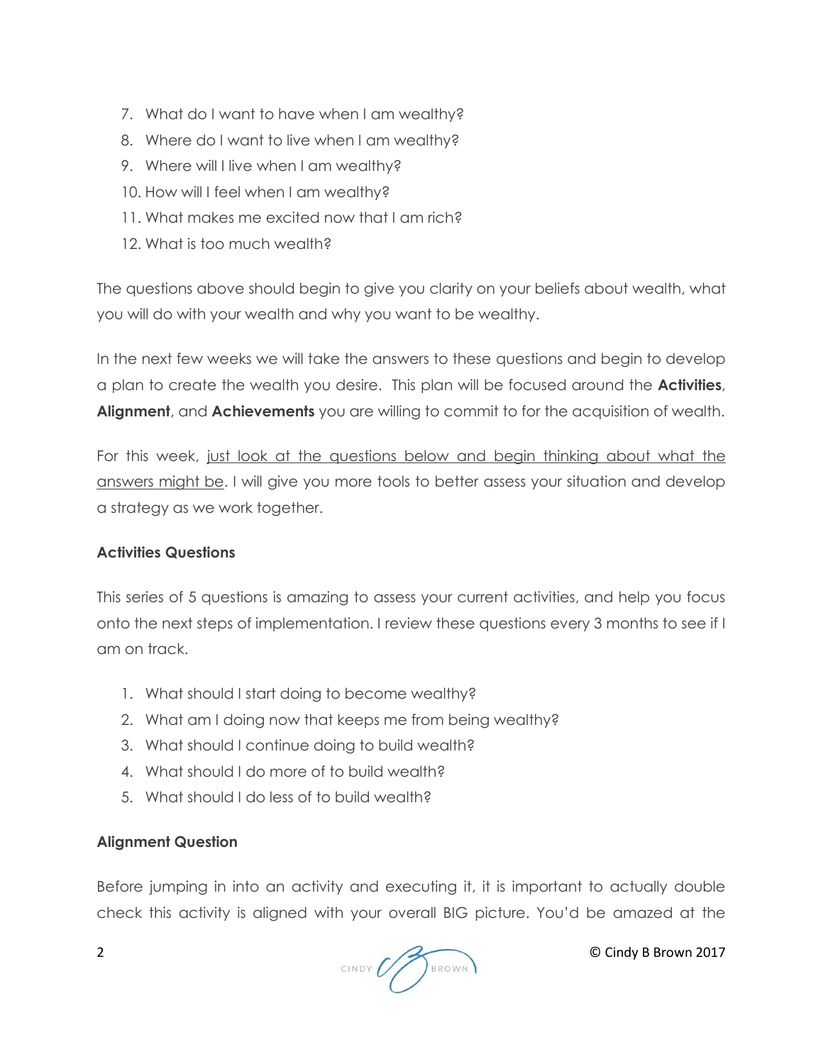7. What do I want to have when I am wealthy?
8. Where do I want to live when I am wealthy?
9. Where will I live when I am wealthy?
10. How will I feel when I am wealthy?
11. What makes me excited now that I am rich?
12. What is too much wealth?

The questions above should begin to give you clarity on your beliefs about wealth, what you will do with your wealth and why you want to be wealthy.

In the next few weeks we will take the answers to these questions and begin to develop a plan to create the wealth you desire. This plan will be focused around the **Activities**, **Alignment**, and **Achievements** you are willing to commit to for the acquisition of wealth.

For this week, <u>just look at the questions below and begin thinking about what the answers might be</u>. I will give you more tools to better assess your situation and develop a strategy as we work together.

**Activities Questions**

This series of 5 questions is amazing to assess your current activities, and help you focus onto the next steps of implementation. I review these questions every 3 months to see if I am on track.

1. What should I start doing to become wealthy?
2. What am I doing now that keeps me from being wealthy?
3. What should I continue doing to build wealth?
4. What should I do more of to build wealth?
5. What should I do less of to build wealth?

**Alignment Question**

Before jumping in into an activity and executing it, it is important to actually double check this activity is aligned with your overall BIG picture. You'd be amazed at the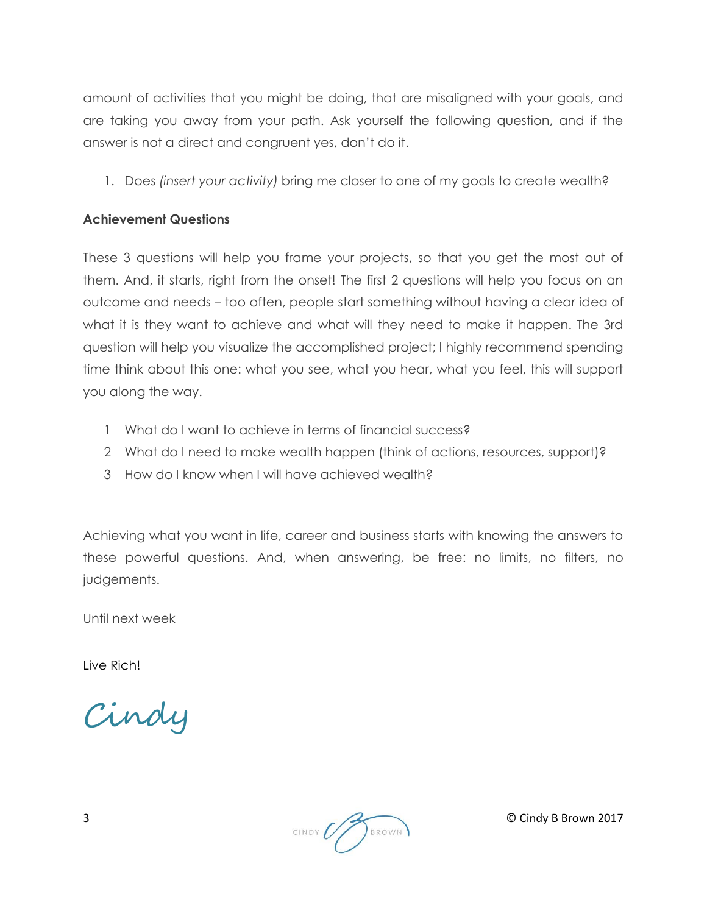amount of activities that you might be doing, that are misaligned with your goals, and are taking you away from your path. Ask yourself the following question, and if the answer is not a direct and congruent yes, don't do it.

1. Does *(insert your activity)* bring me closer to one of my goals to create wealth?

**Achievement Questions**

These 3 questions will help you frame your projects, so that you get the most out of them. And, it starts, right from the onset! The first 2 questions will help you focus on an outcome and needs – too often, people start something without having a clear idea of what it is they want to achieve and what will they need to make it happen. The 3rd question will help you visualize the accomplished project; I highly recommend spending time think about this one: what you see, what you hear, what you feel, this will support you along the way.

1. What do I want to achieve in terms of financial success?
2. What do I need to make wealth happen (think of actions, resources, support)?
3. How do I know when I will have achieved wealth?

Achieving what you want in life, career and business starts with knowing the answers to these powerful questions. And, when answering, be free: no limits, no filters, no judgements.

Until next week

Live Rich!

Cindy

© Cindy B Brown 2017